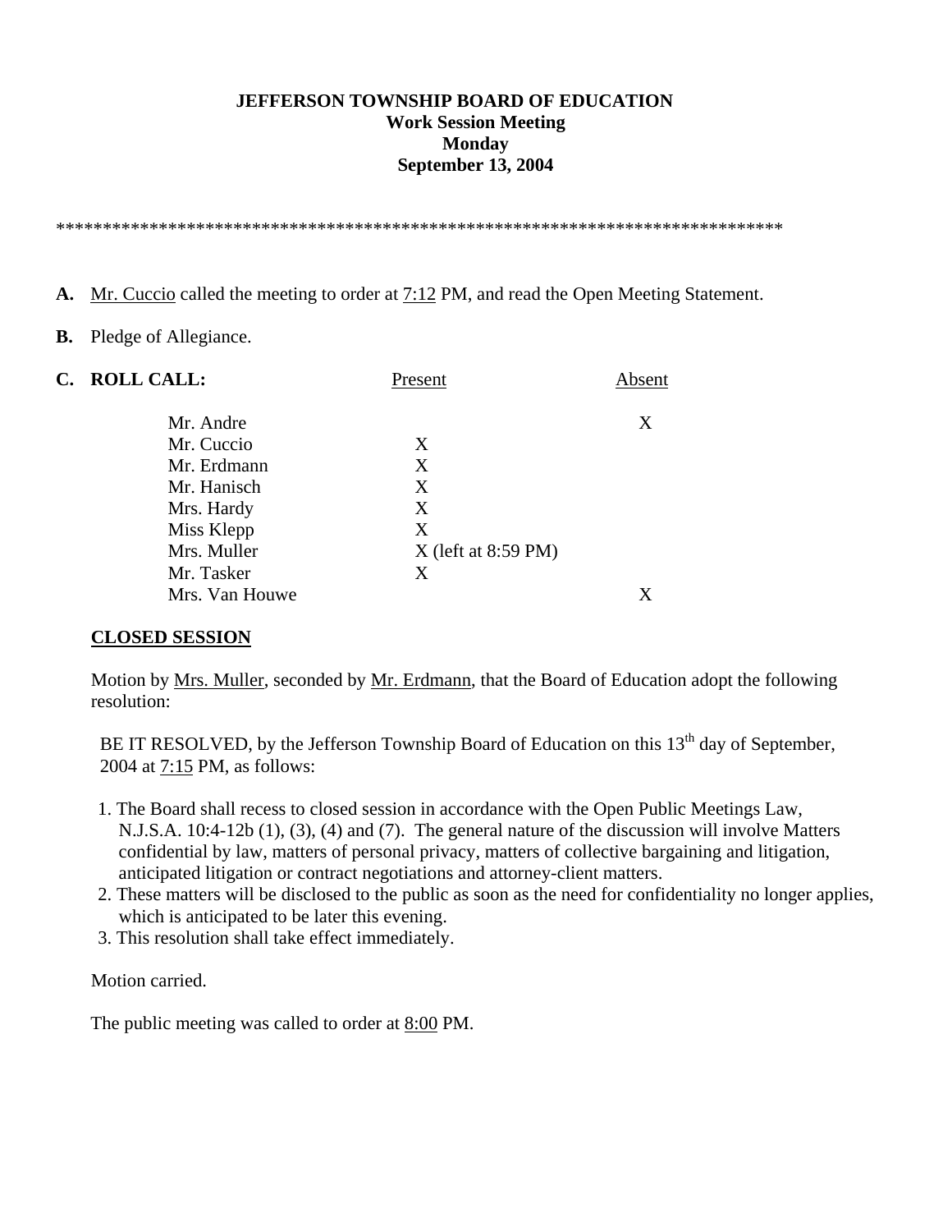**JEFFERSON TOWNSHIP BOARD OF EDUCATION**
**Work Session Meeting**
**Monday**
**September 13, 2004**

********************************************************************************

**A.** Mr. Cuccio called the meeting to order at 7:12 PM, and read the Open Meeting Statement.

**B.** Pledge of Allegiance.

**C. ROLL CALL:**

| | Present | Absent |
|---|---|---|
| Mr. Andre | | X |
| Mr. Cuccio | X | |
| Mr. Erdmann | X | |
| Mr. Hanisch | X | |
| Mrs. Hardy | X | |
| Miss Klepp | X | |
| Mrs. Muller | X (left at 8:59 PM) | |
| Mr. Tasker | X | |
| Mrs. Van Houwe | | X |

**CLOSED SESSION**

Motion by Mrs. Muller, seconded by Mr. Erdmann, that the Board of Education adopt the following resolution:

BE IT RESOLVED, by the Jefferson Township Board of Education on this 13th day of September, 2004 at 7:15 PM, as follows:

1. The Board shall recess to closed session in accordance with the Open Public Meetings Law, N.J.S.A. 10:4-12b (1), (3), (4) and (7). The general nature of the discussion will involve Matters confidential by law, matters of personal privacy, matters of collective bargaining and litigation, anticipated litigation or contract negotiations and attorney-client matters.
2. These matters will be disclosed to the public as soon as the need for confidentiality no longer applies, which is anticipated to be later this evening.
3. This resolution shall take effect immediately.

Motion carried.

The public meeting was called to order at 8:00 PM.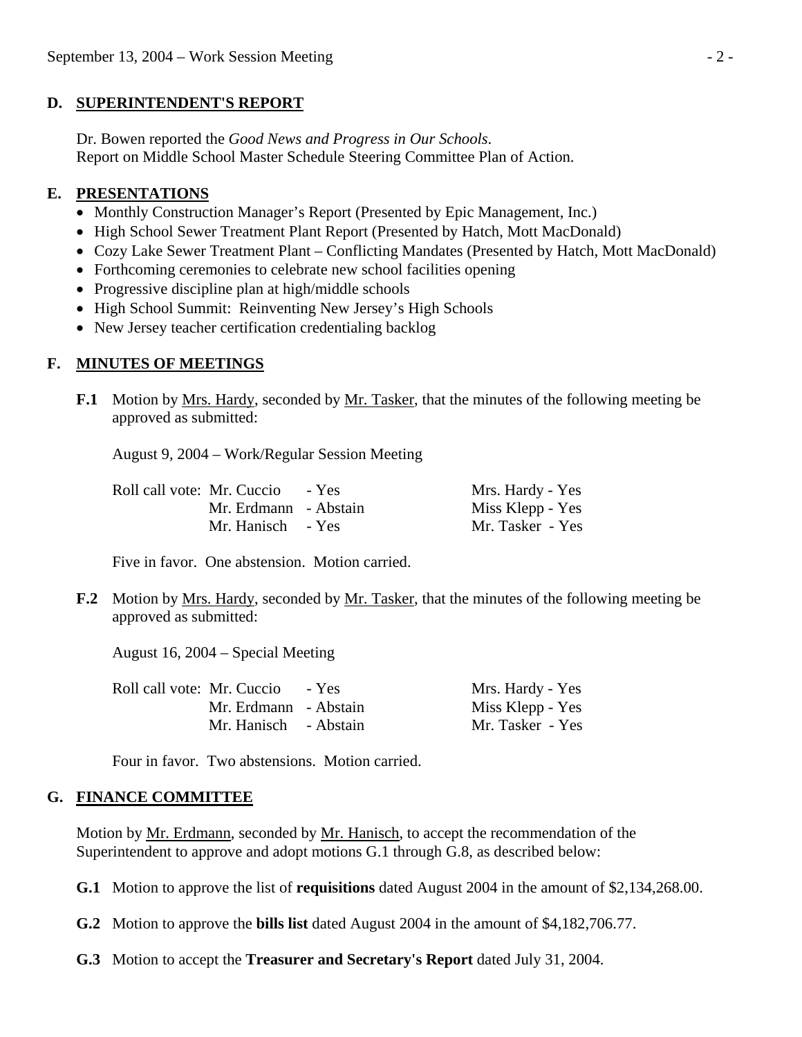## D. SUPERINTENDENT'S REPORT

Dr. Bowen reported the *Good News and Progress in Our Schools*.
Report on Middle School Master Schedule Steering Committee Plan of Action.

## E. PRESENTATIONS

- Monthly Construction Manager's Report (Presented by Epic Management, Inc.)
- High School Sewer Treatment Plant Report (Presented by Hatch, Mott MacDonald)
- Cozy Lake Sewer Treatment Plant – Conflicting Mandates (Presented by Hatch, Mott MacDonald)
- Forthcoming ceremonies to celebrate new school facilities opening
- Progressive discipline plan at high/middle schools
- High School Summit: Reinventing New Jersey's High Schools
- New Jersey teacher certification credentialing backlog

## F. MINUTES OF MEETINGS

**F.1** Motion by Mrs. Hardy, seconded by Mr. Tasker, that the minutes of the following meeting be approved as submitted:

August 9, 2004 – Work/Regular Session Meeting

| Roll call vote: | | | |
|---|---|---|---|
| Mr. Cuccio | - Yes | Mrs. Hardy | - Yes |
| Mr. Erdmann | - Abstain | Miss Klepp | - Yes |
| Mr. Hanisch | - Yes | Mr. Tasker | - Yes |

Five in favor. One abstension. Motion carried.

**F.2** Motion by Mrs. Hardy, seconded by Mr. Tasker, that the minutes of the following meeting be approved as submitted:

August 16, 2004 – Special Meeting

| Roll call vote: | | | |
|---|---|---|---|
| Mr. Cuccio | - Yes | Mrs. Hardy | - Yes |
| Mr. Erdmann | - Abstain | Miss Klepp | - Yes |
| Mr. Hanisch | - Abstain | Mr. Tasker | - Yes |

Four in favor. Two abstensions. Motion carried.

## G. FINANCE COMMITTEE

Motion by Mr. Erdmann, seconded by Mr. Hanisch, to accept the recommendation of the Superintendent to approve and adopt motions G.1 through G.8, as described below:

**G.1** Motion to approve the list of **requisitions** dated August 2004 in the amount of $2,134,268.00.

**G.2** Motion to approve the **bills list** dated August 2004 in the amount of $4,182,706.77.

**G.3** Motion to accept the **Treasurer and Secretary's Report** dated July 31, 2004.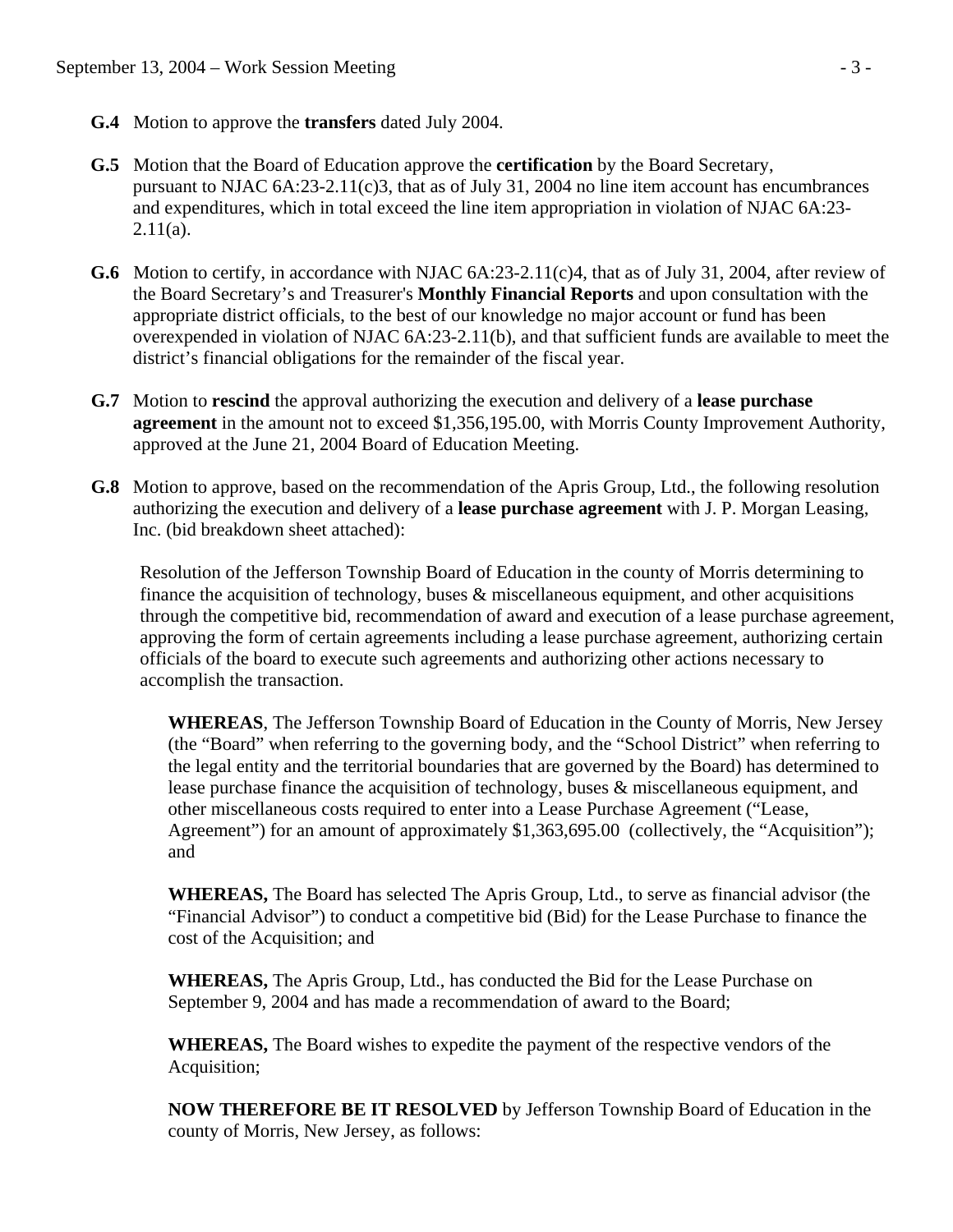**G.4** Motion to approve the **transfers** dated July 2004.

**G.5** Motion that the Board of Education approve the **certification** by the Board Secretary, pursuant to NJAC 6A:23-2.11(c)3, that as of July 31, 2004 no line item account has encumbrances and expenditures, which in total exceed the line item appropriation in violation of NJAC 6A:23-2.11(a).

**G.6** Motion to certify, in accordance with NJAC 6A:23-2.11(c)4, that as of July 31, 2004, after review of the Board Secretary's and Treasurer's **Monthly Financial Reports** and upon consultation with the appropriate district officials, to the best of our knowledge no major account or fund has been overexpended in violation of NJAC 6A:23-2.11(b), and that sufficient funds are available to meet the district's financial obligations for the remainder of the fiscal year.

**G.7** Motion to **rescind** the approval authorizing the execution and delivery of a **lease purchase agreement** in the amount not to exceed $1,356,195.00, with Morris County Improvement Authority, approved at the June 21, 2004 Board of Education Meeting.

**G.8** Motion to approve, based on the recommendation of the Apris Group, Ltd., the following resolution authorizing the execution and delivery of a **lease purchase agreement** with J. P. Morgan Leasing, Inc. (bid breakdown sheet attached):

Resolution of the Jefferson Township Board of Education in the county of Morris determining to finance the acquisition of technology, buses & miscellaneous equipment, and other acquisitions through the competitive bid, recommendation of award and execution of a lease purchase agreement, approving the form of certain agreements including a lease purchase agreement, authorizing certain officials of the board to execute such agreements and authorizing other actions necessary to accomplish the transaction.

**WHEREAS**, The Jefferson Township Board of Education in the County of Morris, New Jersey (the "Board" when referring to the governing body, and the "School District" when referring to the legal entity and the territorial boundaries that are governed by the Board) has determined to lease purchase finance the acquisition of technology, buses & miscellaneous equipment, and other miscellaneous costs required to enter into a Lease Purchase Agreement ("Lease, Agreement") for an amount of approximately $1,363,695.00 (collectively, the "Acquisition"); and

**WHEREAS,** The Board has selected The Apris Group, Ltd., to serve as financial advisor (the "Financial Advisor") to conduct a competitive bid (Bid) for the Lease Purchase to finance the cost of the Acquisition; and

**WHEREAS,** The Apris Group, Ltd., has conducted the Bid for the Lease Purchase on September 9, 2004 and has made a recommendation of award to the Board;

**WHEREAS,** The Board wishes to expedite the payment of the respective vendors of the Acquisition;

**NOW THEREFORE BE IT RESOLVED** by Jefferson Township Board of Education in the county of Morris, New Jersey, as follows: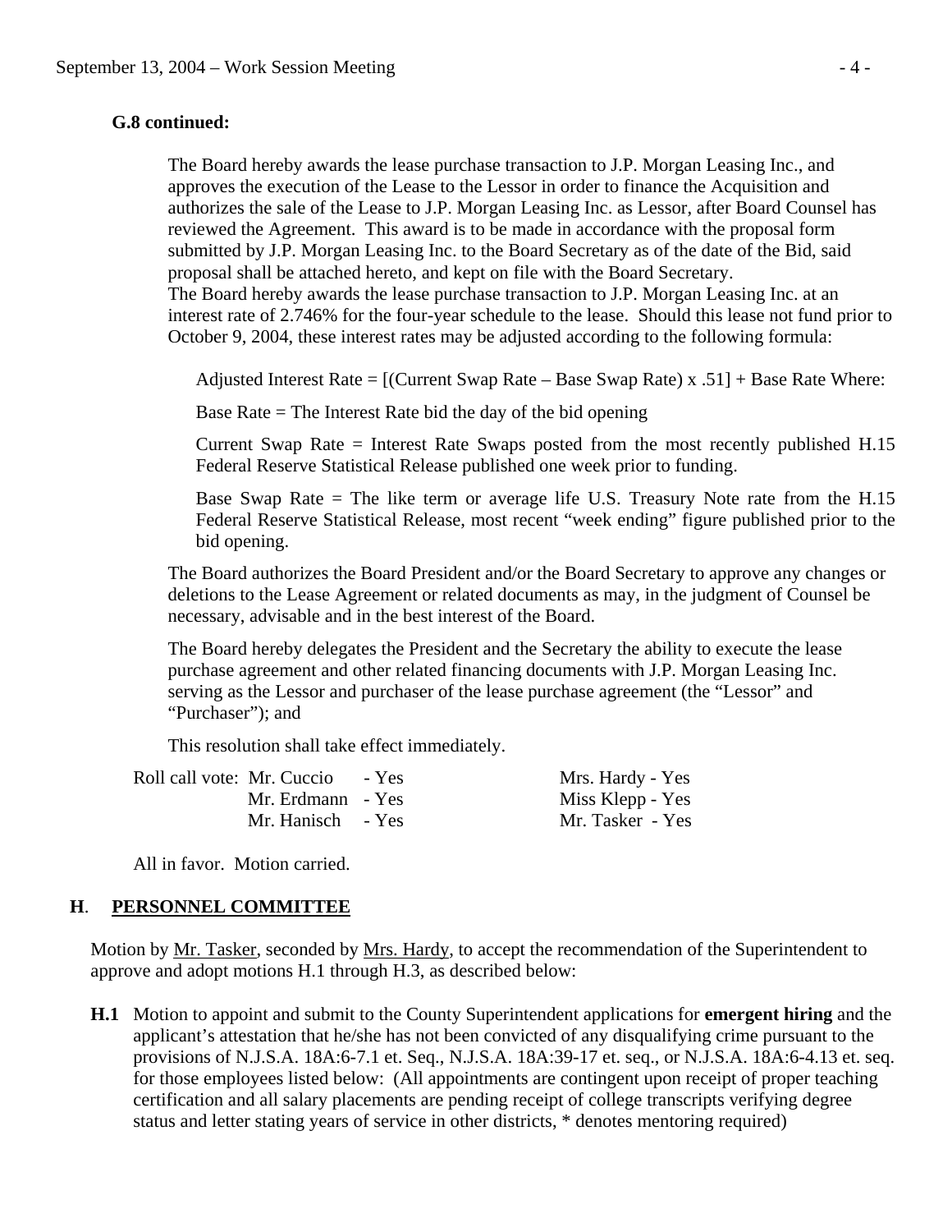**G.8 continued:**

The Board hereby awards the lease purchase transaction to J.P. Morgan Leasing Inc., and approves the execution of the Lease to the Lessor in order to finance the Acquisition and authorizes the sale of the Lease to J.P. Morgan Leasing Inc. as Lessor, after Board Counsel has reviewed the Agreement. This award is to be made in accordance with the proposal form submitted by J.P. Morgan Leasing Inc. to the Board Secretary as of the date of the Bid, said proposal shall be attached hereto, and kept on file with the Board Secretary.
The Board hereby awards the lease purchase transaction to J.P. Morgan Leasing Inc. at an interest rate of 2.746% for the four-year schedule to the lease. Should this lease not fund prior to October 9, 2004, these interest rates may be adjusted according to the following formula:

Adjusted Interest Rate = [(Current Swap Rate – Base Swap Rate) x .51] + Base Rate Where:

Base Rate = The Interest Rate bid the day of the bid opening

Current Swap Rate = Interest Rate Swaps posted from the most recently published H.15 Federal Reserve Statistical Release published one week prior to funding.

Base Swap Rate = The like term or average life U.S. Treasury Note rate from the H.15 Federal Reserve Statistical Release, most recent "week ending" figure published prior to the bid opening.

The Board authorizes the Board President and/or the Board Secretary to approve any changes or deletions to the Lease Agreement or related documents as may, in the judgment of Counsel be necessary, advisable and in the best interest of the Board.

The Board hereby delegates the President and the Secretary the ability to execute the lease purchase agreement and other related financing documents with J.P. Morgan Leasing Inc. serving as the Lessor and purchaser of the lease purchase agreement (the "Lessor" and "Purchaser"); and

This resolution shall take effect immediately.

Roll call vote: Mr. Cuccio - Yes | Mrs. Hardy - Yes
Mr. Erdmann - Yes | Miss Klepp - Yes
Mr. Hanisch - Yes | Mr. Tasker - Yes

All in favor. Motion carried.

## H. PERSONNEL COMMITTEE

Motion by Mr. Tasker, seconded by Mrs. Hardy, to accept the recommendation of the Superintendent to approve and adopt motions H.1 through H.3, as described below:

**H.1** Motion to appoint and submit to the County Superintendent applications for **emergent hiring** and the applicant's attestation that he/she has not been convicted of any disqualifying crime pursuant to the provisions of N.J.S.A. 18A:6-7.1 et. Seq., N.J.S.A. 18A:39-17 et. seq., or N.J.S.A. 18A:6-4.13 et. seq. for those employees listed below: (All appointments are contingent upon receipt of proper teaching certification and all salary placements are pending receipt of college transcripts verifying degree status and letter stating years of service in other districts, * denotes mentoring required)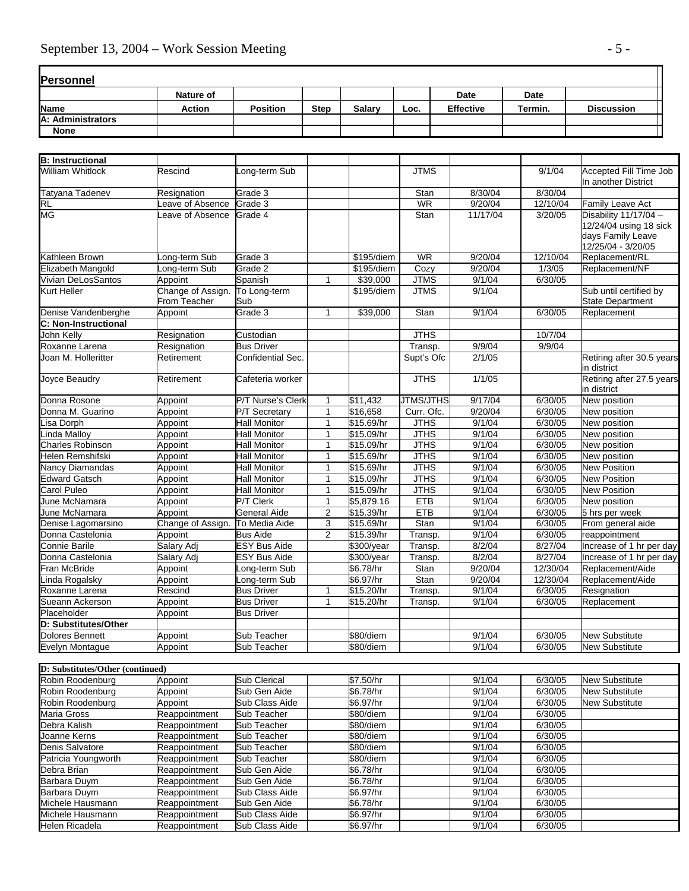## Personnel

| Name | Nature of Action | Position | Step | Salary | Loc. | Date Effective | Date Termin. | Discussion |
|---|---|---|---|---|---|---|---|---|
| **A: Administrators** | | | | | | | | |
| **None** | | | | | | | | |
| **B: Instructional** | | | | | | | | |
| William Whitlock | Rescind | Long-term Sub | | | JTMS | | 9/1/04 | Accepted Fill Time Job In another District |
| Tatyana Tadenev | Resignation | Grade 3 | | | Stan | 8/30/04 | 8/30/04 | |
| RL | Leave of Absence | Grade 3 | | | WR | 9/20/04 | 12/10/04 | Family Leave Act |
| MG | Leave of Absence | Grade 4 | | | Stan | 11/17/04 | 3/20/05 | Disability 11/17/04 – 12/24/04 using 18 sick days Family Leave 12/25/04 - 3/20/05 |
| Kathleen Brown | Long-term Sub | Grade 3 | | $195/diem | WR | 9/20/04 | 12/10/04 | Replacement/RL |
| Elizabeth Mangold | Long-term Sub | Grade 2 | | $195/diem | Cozy | 9/20/04 | 1/3/05 | Replacement/NF |
| Vivian DeLosSantos | Appoint | Spanish | 1 | $39,000 | JTMS | 9/1/04 | 6/30/05 | |
| Kurt Heller | Change of Assign. From Teacher | To Long-term Sub | | $195/diem | JTMS | 9/1/04 | | Sub until certified by State Department |
| Denise Vandenberghe | Appoint | Grade 3 | 1 | $39,000 | Stan | 9/1/04 | 6/30/05 | Replacement |
| **C: Non-Instructional** | | | | | | | | |
| John Kelly | Resignation | Custodian | | | JTHS | | 10/7/04 | |
| Roxanne Larena | Resignation | Bus Driver | | | Transp. | 9/9/04 | 9/9/04 | |
| Joan M. Holleritter | Retirement | Confidential Sec. | | | Supt's Ofc | 2/1/05 | | Retiring after 30.5 years in district |
| Joyce Beaudry | Retirement | Cafeteria worker | | | JTHS | 1/1/05 | | Retiring after 27.5 years in district |
| Donna Rosone | Appoint | P/T Nurse's Clerk | 1 | $11,432 | JTMS/JTHS | 9/17/04 | 6/30/05 | New position |
| Donna M. Guarino | Appoint | P/T Secretary | 1 | $16,658 | Curr. Ofc. | 9/20/04 | 6/30/05 | New position |
| Lisa Dorph | Appoint | Hall Monitor | 1 | $15.69/hr | JTHS | 9/1/04 | 6/30/05 | New position |
| Linda Malloy | Appoint | Hall Monitor | 1 | $15.09/hr | JTHS | 9/1/04 | 6/30/05 | New position |
| Charles Robinson | Appoint | Hall Monitor | 1 | $15.09/hr | JTHS | 9/1/04 | 6/30/05 | New position |
| Helen Remshifski | Appoint | Hall Monitor | 1 | $15.69/hr | JTHS | 9/1/04 | 6/30/05 | New position |
| Nancy Diamandas | Appoint | Hall Monitor | 1 | $15.69/hr | JTHS | 9/1/04 | 6/30/05 | New Position |
| Edward Gatsch | Appoint | Hall Monitor | 1 | $15.09/hr | JTHS | 9/1/04 | 6/30/05 | New Position |
| Carol Puleo | Appoint | Hall Monitor | 1 | $15.09/hr | JTHS | 9/1/04 | 6/30/05 | New Position |
| June McNamara | Appoint | P/T Clerk | 1 | $5,879.16 | ETB | 9/1/04 | 6/30/05 | New position |
| June McNamara | Appoint | General Aide | 2 | $15.39/hr | ETB | 9/1/04 | 6/30/05 | 5 hrs per week |
| Denise Lagomarsino | Change of Assign. | To Media Aide | 3 | $15.69/hr | Stan | 9/1/04 | 6/30/05 | From general aide |
| Donna Castelonia | Appoint | Bus Aide | 2 | $15.39/hr | Transp. | 9/1/04 | 6/30/05 | reappointment |
| Connie Barile | Salary Adj | ESY Bus Aide | | $300/year | Transp. | 8/2/04 | 8/27/04 | Increase of 1 hr per day |
| Donna Castelonia | Salary Adj | ESY Bus Aide | | $300/year | Transp. | 8/2/04 | 8/27/04 | Increase of 1 hr per day |
| Fran McBride | Appoint | Long-term Sub | | $6.78/hr | Stan | 9/20/04 | 12/30/04 | Replacement/Aide |
| Linda Rogalsky | Appoint | Long-term Sub | | $6.97/hr | Stan | 9/20/04 | 12/30/04 | Replacement/Aide |
| Roxanne Larena | Rescind | Bus Driver | 1 | $15.20/hr | Transp. | 9/1/04 | 6/30/05 | Resignation |
| Sueann Ackerson | Appoint | Bus Driver | 1 | $15.20/hr | Transp. | 9/1/04 | 6/30/05 | Replacement |
| Placeholder | Appoint | Bus Driver | | | | | | |
| **D: Substitutes/Other** | | | | | | | | |
| Dolores Bennett | Appoint | Sub Teacher | | $80/diem | | 9/1/04 | 6/30/05 | New Substitute |
| Evelyn Montague | Appoint | Sub Teacher | | $80/diem | | 9/1/04 | 6/30/05 | New Substitute |
| **D: Substitutes/Other (continued)** | | | | | | | | |
| Robin Roodenburg | Appoint | Sub Clerical | | $7.50/hr | | 9/1/04 | 6/30/05 | New Substitute |
| Robin Roodenburg | Appoint | Sub Gen Aide | | $6.78/hr | | 9/1/04 | 6/30/05 | New Substitute |
| Robin Roodenburg | Appoint | Sub Class Aide | | $6.97/hr | | 9/1/04 | 6/30/05 | New Substitute |
| Maria Gross | Reappointment | Sub Teacher | | $80/diem | | 9/1/04 | 6/30/05 | |
| Debra Kalish | Reappointment | Sub Teacher | | $80/diem | | 9/1/04 | 6/30/05 | |
| Joanne Kerns | Reappointment | Sub Teacher | | $80/diem | | 9/1/04 | 6/30/05 | |
| Denis Salvatore | Reappointment | Sub Teacher | | $80/diem | | 9/1/04 | 6/30/05 | |
| Patricia Youngworth | Reappointment | Sub Teacher | | $80/diem | | 9/1/04 | 6/30/05 | |
| Debra Brian | Reappointment | Sub Gen Aide | | $6.78/hr | | 9/1/04 | 6/30/05 | |
| Barbara Duym | Reappointment | Sub Gen Aide | | $6.78/hr | | 9/1/04 | 6/30/05 | |
| Barbara Duym | Reappointment | Sub Class Aide | | $6.97/hr | | 9/1/04 | 6/30/05 | |
| Michele Hausmann | Reappointment | Sub Gen Aide | | $6.78/hr | | 9/1/04 | 6/30/05 | |
| Michele Hausmann | Reappointment | Sub Class Aide | | $6.97/hr | | 9/1/04 | 6/30/05 | |
| Helen Ricadela | Reappointment | Sub Class Aide | | $6.97/hr | | 9/1/04 | 6/30/05 | |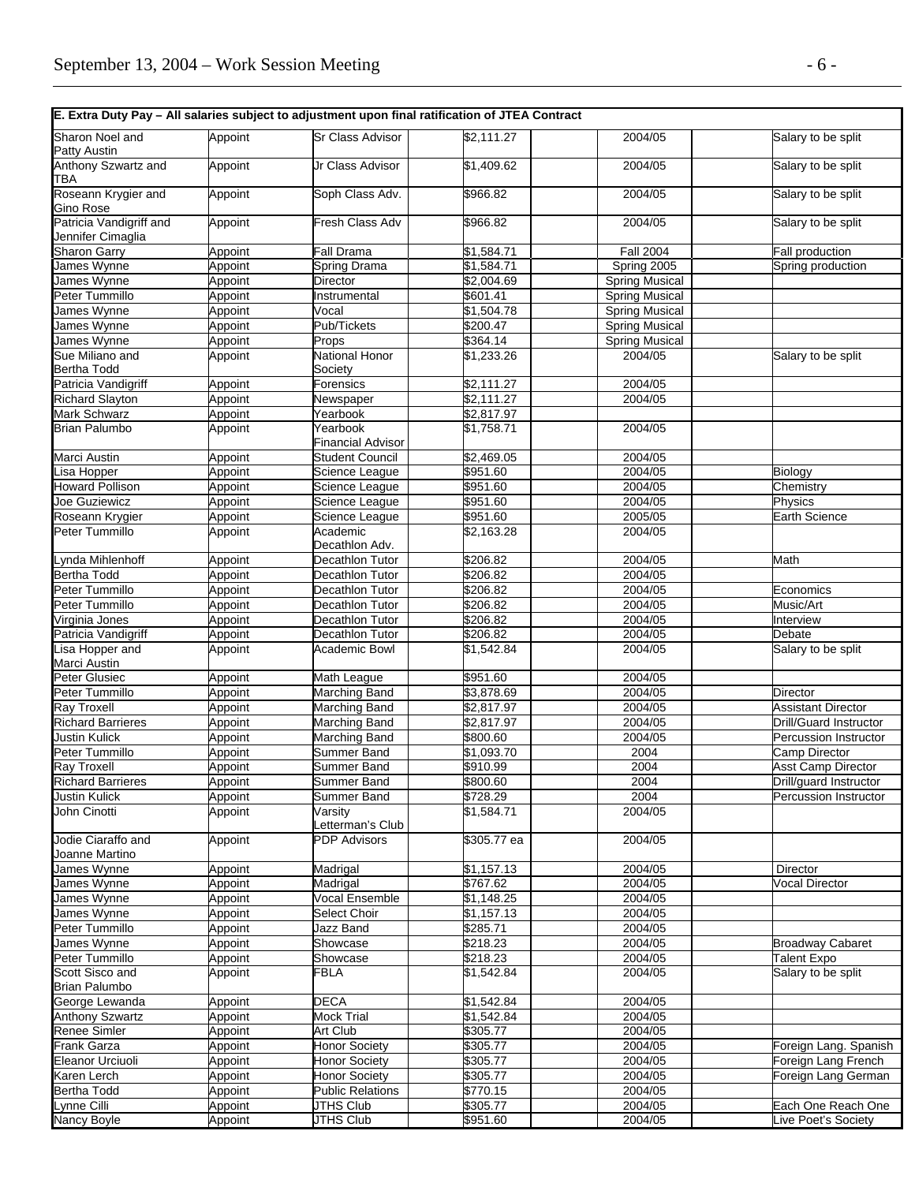**E. Extra Duty Pay – All salaries subject to adjustment upon final ratification of JTEA Contract**

| Name | Action | Position | | Amount | | Term | | Notes |
|---|---|---|---|---|---|---|---|---|
| Sharon Noel and Patty Austin | Appoint | Sr Class Advisor | | $2,111.27 | | 2004/05 | | Salary to be split |
| Anthony Szwartz and TBA | Appoint | Jr Class Advisor | | $1,409.62 | | 2004/05 | | Salary to be split |
| Roseann Krygier and Gino Rose | Appoint | Soph Class Adv. | | $966.82 | | 2004/05 | | Salary to be split |
| Patricia Vandigriff and Jennifer Cimaglia | Appoint | Fresh Class Adv | | $966.82 | | 2004/05 | | Salary to be split |
| Sharon Garry | Appoint | Fall Drama | | $1,584.71 | | Fall 2004 | | Fall production |
| James Wynne | Appoint | Spring Drama | | $1,584.71 | | Spring 2005 | | Spring production |
| James Wynne | Appoint | Director | | $2,004.69 | | Spring Musical | | |
| Peter Tummillo | Appoint | Instrumental | | $601.41 | | Spring Musical | | |
| James Wynne | Appoint | Vocal | | $1,504.78 | | Spring Musical | | |
| James Wynne | Appoint | Pub/Tickets | | $200.47 | | Spring Musical | | |
| James Wynne | Appoint | Props | | $364.14 | | Spring Musical | | |
| Sue Miliano and Bertha Todd | Appoint | National Honor Society | | $1,233.26 | | 2004/05 | | Salary to be split |
| Patricia Vandigriff | Appoint | Forensics | | $2,111.27 | | 2004/05 | | |
| Richard Slayton | Appoint | Newspaper | | $2,111.27 | | 2004/05 | | |
| Mark Schwarz | Appoint | Yearbook | | $2,817.97 | | | | |
| Brian Palumbo | Appoint | Yearbook Financial Advisor | | $1,758.71 | | 2004/05 | | |
| Marci Austin | Appoint | Student Council | | $2,469.05 | | 2004/05 | | |
| Lisa Hopper | Appoint | Science League | | $951.60 | | 2004/05 | | Biology |
| Howard Pollison | Appoint | Science League | | $951.60 | | 2004/05 | | Chemistry |
| Joe Guziewicz | Appoint | Science League | | $951.60 | | 2004/05 | | Physics |
| Roseann Krygier | Appoint | Science League | | $951.60 | | 2005/05 | | Earth Science |
| Peter Tummillo | Appoint | Academic Decathlon Adv. | | $2,163.28 | | 2004/05 | | |
| Lynda Mihlenhoff | Appoint | Decathlon Tutor | | $206.82 | | 2004/05 | | Math |
| Bertha Todd | Appoint | Decathlon Tutor | | $206.82 | | 2004/05 | | |
| Peter Tummillo | Appoint | Decathlon Tutor | | $206.82 | | 2004/05 | | Economics |
| Peter Tummillo | Appoint | Decathlon Tutor | | $206.82 | | 2004/05 | | Music/Art |
| Virginia Jones | Appoint | Decathlon Tutor | | $206.82 | | 2004/05 | | Interview |
| Patricia Vandigriff | Appoint | Decathlon Tutor | | $206.82 | | 2004/05 | | Debate |
| Lisa Hopper and Marci Austin | Appoint | Academic Bowl | | $1,542.84 | | 2004/05 | | Salary to be split |
| Peter Glusiec | Appoint | Math League | | $951.60 | | 2004/05 | | |
| Peter Tummillo | Appoint | Marching Band | | $3,878.69 | | 2004/05 | | Director |
| Ray Troxell | Appoint | Marching Band | | $2,817.97 | | 2004/05 | | Assistant Director |
| Richard Barrieres | Appoint | Marching Band | | $2,817.97 | | 2004/05 | | Drill/Guard Instructor |
| Justin Kulick | Appoint | Marching Band | | $800.60 | | 2004/05 | | Percussion Instructor |
| Peter Tummillo | Appoint | Summer Band | | $1,093.70 | | 2004 | | Camp Director |
| Ray Troxell | Appoint | Summer Band | | $910.99 | | 2004 | | Asst Camp Director |
| Richard Barrieres | Appoint | Summer Band | | $800.60 | | 2004 | | Drill/guard Instructor |
| Justin Kulick | Appoint | Summer Band | | $728.29 | | 2004 | | Percussion Instructor |
| John Cinotti | Appoint | Varsity Letterman's Club | | $1,584.71 | | 2004/05 | | |
| Jodie Ciaraffo and Joanne Martino | Appoint | PDP Advisors | | $305.77 ea | | 2004/05 | | |
| James Wynne | Appoint | Madrigal | | $1,157.13 | | 2004/05 | | Director |
| James Wynne | Appoint | Madrigal | | $767.62 | | 2004/05 | | Vocal Director |
| James Wynne | Appoint | Vocal Ensemble | | $1,148.25 | | 2004/05 | | |
| James Wynne | Appoint | Select Choir | | $1,157.13 | | 2004/05 | | |
| Peter Tummillo | Appoint | Jazz Band | | $285.71 | | 2004/05 | | |
| James Wynne | Appoint | Showcase | | $218.23 | | 2004/05 | | Broadway Cabaret |
| Peter Tummillo | Appoint | Showcase | | $218.23 | | 2004/05 | | Talent Expo |
| Scott Sisco and Brian Palumbo | Appoint | FBLA | | $1,542.84 | | 2004/05 | | Salary to be split |
| George Lewanda | Appoint | DECA | | $1,542.84 | | 2004/05 | | |
| Anthony Szwartz | Appoint | Mock Trial | | $1,542.84 | | 2004/05 | | |
| Renee Simler | Appoint | Art Club | | $305.77 | | 2004/05 | | |
| Frank Garza | Appoint | Honor Society | | $305.77 | | 2004/05 | | Foreign Lang. Spanish |
| Eleanor Urciuoli | Appoint | Honor Society | | $305.77 | | 2004/05 | | Foreign Lang French |
| Karen Lerch | Appoint | Honor Society | | $305.77 | | 2004/05 | | Foreign Lang German |
| Bertha Todd | Appoint | Public Relations | | $770.15 | | 2004/05 | | |
| Lynne Cilli | Appoint | JTHS Club | | $305.77 | | 2004/05 | | Each One Reach One |
| Nancy Boyle | Appoint | JTHS Club | | $951.60 | | 2004/05 | | Live Poet's Society |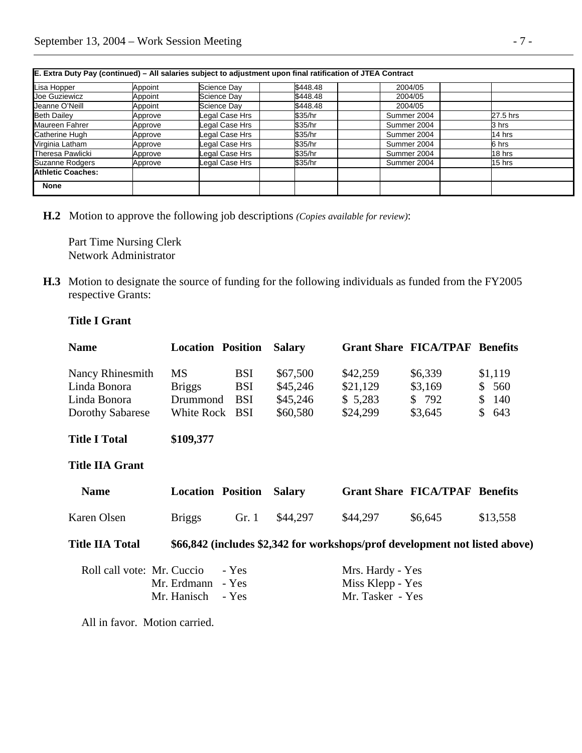| E. Extra Duty Pay (continued) – All salaries subject to adjustment upon final ratification of JTEA Contract | | | | | | | | |
|---|---|---|---|---|---|---|---|---|
| Lisa Hopper | Appoint | Science Day | | $448.48 | | 2004/05 | | |
| Joe Guziewicz | Appoint | Science Day | | $448.48 | | 2004/05 | | |
| Jeanne O'Neill | Appoint | Science Day | | $448.48 | | 2004/05 | | |
| Beth Dailey | Approve | Legal Case Hrs | | $35/hr | | Summer 2004 | | 27.5 hrs |
| Maureen Fahrer | Approve | Legal Case Hrs | | $35/hr | | Summer 2004 | | 3 hrs |
| Catherine Hugh | Approve | Legal Case Hrs | | $35/hr | | Summer 2004 | | 14 hrs |
| Virginia Latham | Approve | Legal Case Hrs | | $35/hr | | Summer 2004 | | 6 hrs |
| Theresa Pawlicki | Approve | Legal Case Hrs | | $35/hr | | Summer 2004 | | 18 hrs |
| Suzanne Rodgers | Approve | Legal Case Hrs | | $35/hr | | Summer 2004 | | 15 hrs |
| **Athletic Coaches:** | | | | | | | | |
| **None** | | | | | | | | |

**H.2** Motion to approve the following job descriptions *(Copies available for review)*:

Part Time Nursing Clerk
Network Administrator

**H.3** Motion to designate the source of funding for the following individuals as funded from the FY2005 respective Grants:

**Title I Grant**

| Name | Location | Position | Salary | Grant Share | FICA/TPAF | Benefits |
|---|---|---|---|---|---|---|
| Nancy Rhinesmith | MS | BSI | $67,500 | $42,259 | $6,339 | $1,119 |
| Linda Bonora | Briggs | BSI | $45,246 | $21,129 | $3,169 | $ 560 |
| Linda Bonora | Drummond | BSI | $45,246 | $ 5,283 | $ 792 | $ 140 |
| Dorothy Sabarese | White Rock | BSI | $60,580 | $24,299 | $3,645 | $ 643 |

**Title I Total** **$109,377**

**Title IIA Grant**

| Name | Location | Position | Salary | Grant Share | FICA/TPAF | Benefits |
|---|---|---|---|---|---|---|
| Karen Olsen | Briggs | Gr. 1 | $44,297 | $44,297 | $6,645 | $13,558 |

**Title IIA Total** **$66,842 (includes $2,342 for workshops/prof development not listed above)**

Roll call vote: Mr. Cuccio - Yes, Mr. Erdmann - Yes, Mr. Hanisch - Yes, Mrs. Hardy - Yes, Miss Klepp - Yes, Mr. Tasker - Yes

All in favor. Motion carried.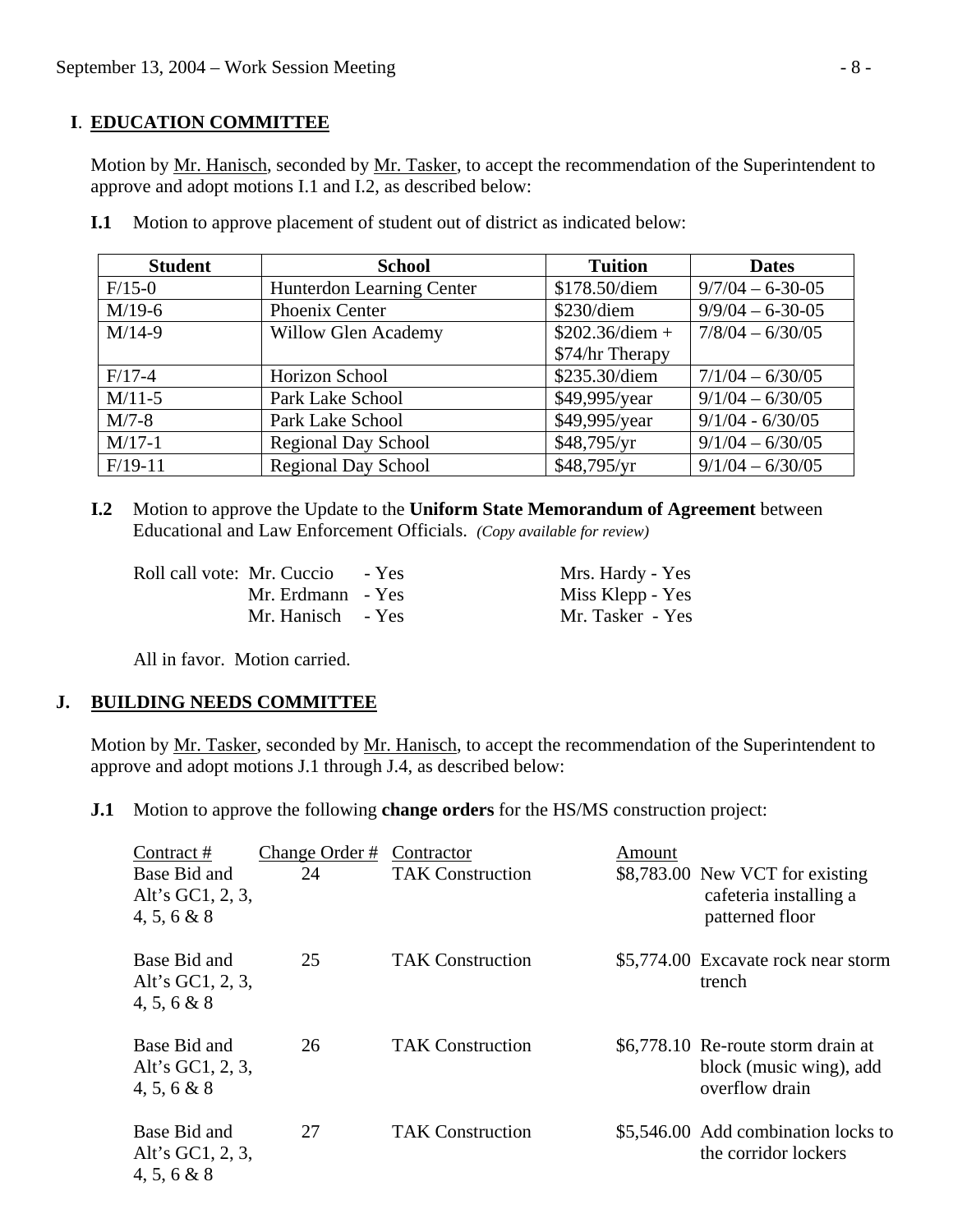## I. EDUCATION COMMITTEE

Motion by Mr. Hanisch, seconded by Mr. Tasker, to accept the recommendation of the Superintendent to approve and adopt motions I.1 and I.2, as described below:

**I.1** Motion to approve placement of student out of district as indicated below:

| Student | School | Tuition | Dates |
|---|---|---|---|
| F/15-0 | Hunterdon Learning Center | $178.50/diem | 9/7/04 – 6-30-05 |
| M/19-6 | Phoenix Center | $230/diem | 9/9/04 – 6-30-05 |
| M/14-9 | Willow Glen Academy | $202.36/diem + $74/hr Therapy | 7/8/04 – 6/30/05 |
| F/17-4 | Horizon School | $235.30/diem | 7/1/04 – 6/30/05 |
| M/11-5 | Park Lake School | $49,995/year | 9/1/04 – 6/30/05 |
| M/7-8 | Park Lake School | $49,995/year | 9/1/04 - 6/30/05 |
| M/17-1 | Regional Day School | $48,795/yr | 9/1/04 – 6/30/05 |
| F/19-11 | Regional Day School | $48,795/yr | 9/1/04 – 6/30/05 |

**I.2** Motion to approve the Update to the **Uniform State Memorandum of Agreement** between Educational and Law Enforcement Officials. *(Copy available for review)*

Roll call vote: Mr. Cuccio - Yes, Mr. Erdmann - Yes, Mr. Hanisch - Yes, Mrs. Hardy - Yes, Miss Klepp - Yes, Mr. Tasker - Yes

All in favor. Motion carried.

## J. BUILDING NEEDS COMMITTEE

Motion by Mr. Tasker, seconded by Mr. Hanisch, to accept the recommendation of the Superintendent to approve and adopt motions J.1 through J.4, as described below:

**J.1** Motion to approve the following **change orders** for the HS/MS construction project:

| Contract # | Change Order # | Contractor | Amount | |
|---|---|---|---|---|
| Base Bid and Alt's GC1, 2, 3, 4, 5, 6 & 8 | 24 | TAK Construction | $8,783.00 | New VCT for existing cafeteria installing a patterned floor |
| Base Bid and Alt's GC1, 2, 3, 4, 5, 6 & 8 | 25 | TAK Construction | $5,774.00 | Excavate rock near storm trench |
| Base Bid and Alt's GC1, 2, 3, 4, 5, 6 & 8 | 26 | TAK Construction | $6,778.10 | Re-route storm drain at block (music wing), add overflow drain |
| Base Bid and Alt's GC1, 2, 3, 4, 5, 6 & 8 | 27 | TAK Construction | $5,546.00 | Add combination locks to the corridor lockers |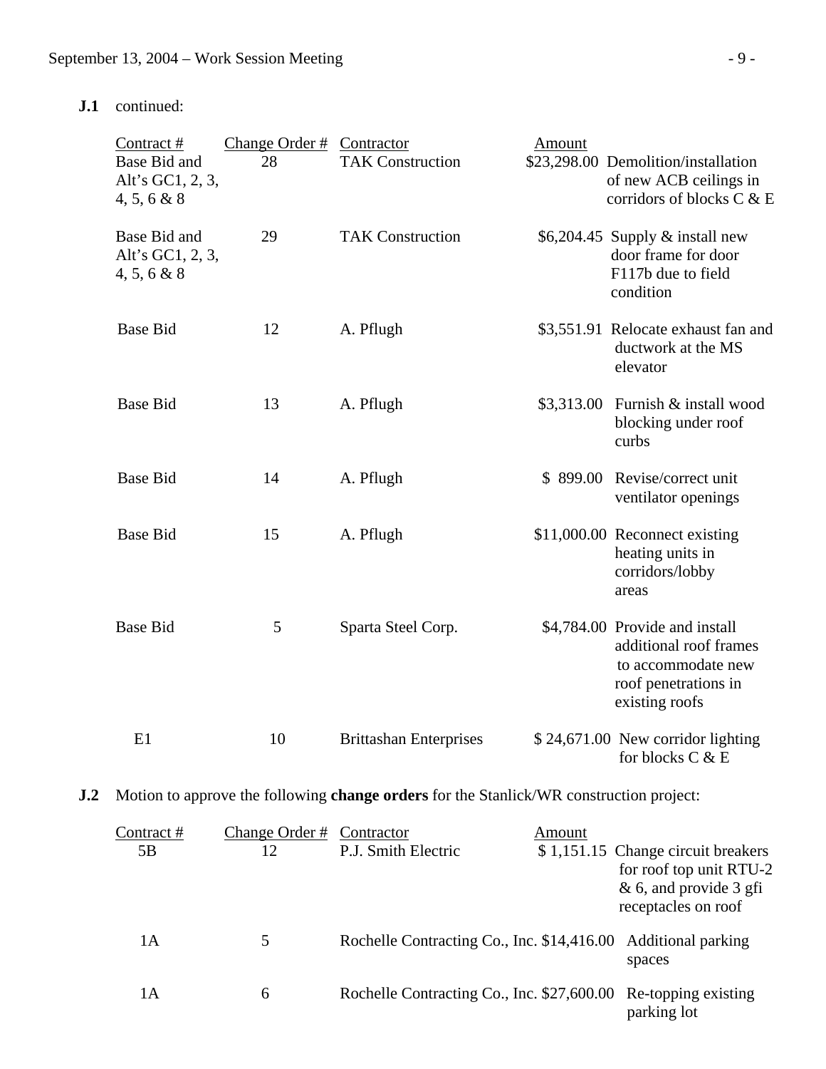**J.1** continued:

| Contract # | Change Order # | Contractor | Amount | |
|---|---|---|---|---|
| Base Bid and Alt's GC1, 2, 3, 4, 5, 6 & 8 | 28 | TAK Construction | $23,298.00 | Demolition/installation of new ACB ceilings in corridors of blocks C & E |
| Base Bid and Alt's GC1, 2, 3, 4, 5, 6 & 8 | 29 | TAK Construction | $6,204.45 | Supply & install new door frame for door F117b due to field condition |
| Base Bid | 12 | A. Pflugh | $3,551.91 | Relocate exhaust fan and ductwork at the MS elevator |
| Base Bid | 13 | A. Pflugh | $3,313.00 | Furnish & install wood blocking under roof curbs |
| Base Bid | 14 | A. Pflugh | $ 899.00 | Revise/correct unit ventilator openings |
| Base Bid | 15 | A. Pflugh | $11,000.00 | Reconnect existing heating units in corridors/lobby areas |
| Base Bid | 5 | Sparta Steel Corp. | $4,784.00 | Provide and install additional roof frames to accommodate new roof penetrations in existing roofs |
| E1 | 10 | Brittashan Enterprises | $ 24,671.00 | New corridor lighting for blocks C & E |

**J.2** Motion to approve the following **change orders** for the Stanlick/WR construction project:

| Contract # | Change Order # | Contractor | Amount | |
|---|---|---|---|---|
| 5B | 12 | P.J. Smith Electric | $ 1,151.15 | Change circuit breakers for roof top unit RTU-2 & 6, and provide 3 gfi receptacles on roof |
| 1A | 5 | Rochelle Contracting Co., Inc. | $14,416.00 | Additional parking spaces |
| 1A | 6 | Rochelle Contracting Co., Inc. | $27,600.00 | Re-topping existing parking lot |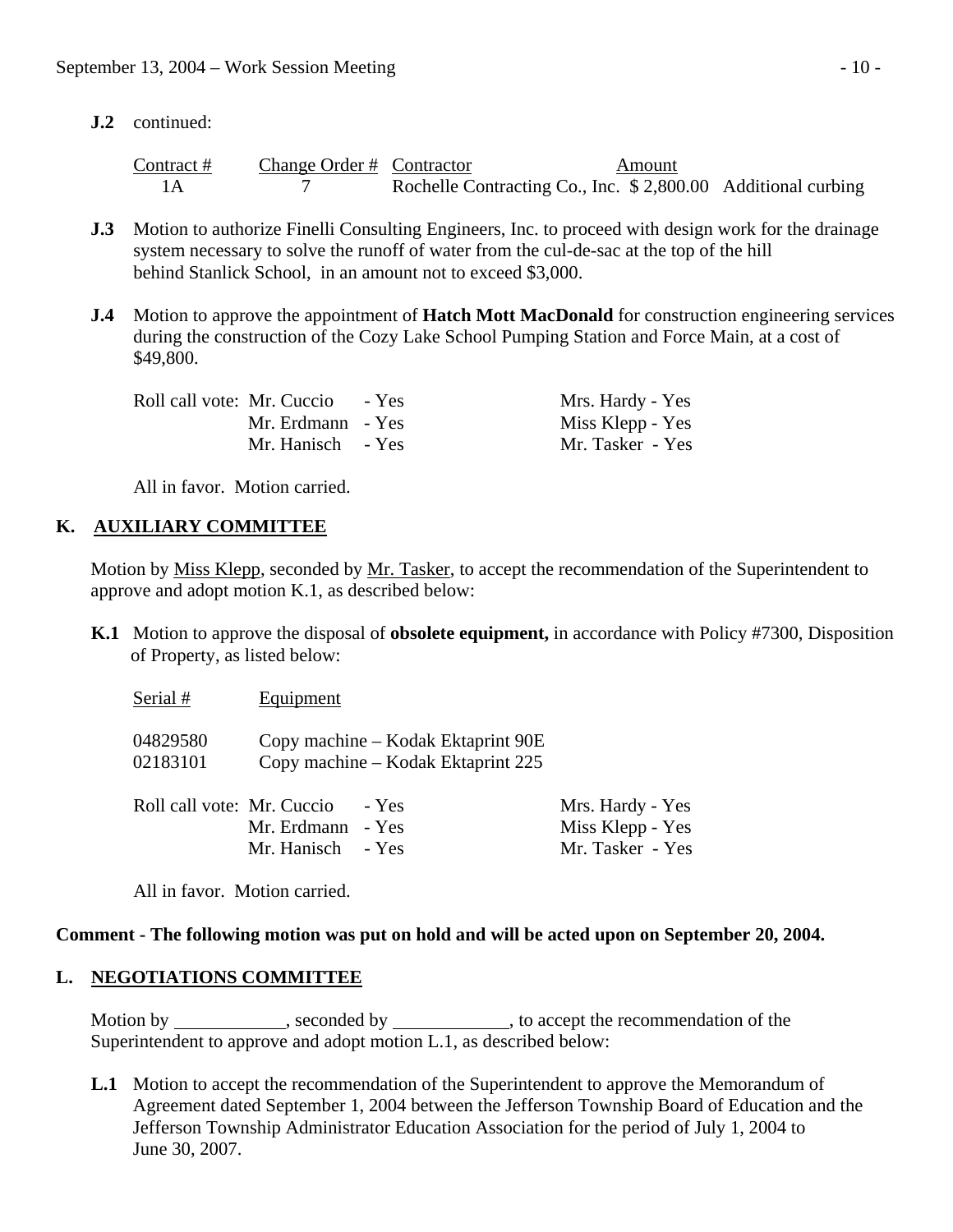**J.2** continued:

| Contract # | Change Order # | Contractor | Amount | |
|---|---|---|---|---|
| 1A | 7 | Rochelle Contracting Co., Inc. | $ 2,800.00 | Additional curbing |

**J.3** Motion to authorize Finelli Consulting Engineers, Inc. to proceed with design work for the drainage system necessary to solve the runoff of water from the cul-de-sac at the top of the hill behind Stanlick School, in an amount not to exceed $3,000.

**J.4** Motion to approve the appointment of **Hatch Mott MacDonald** for construction engineering services during the construction of the Cozy Lake School Pumping Station and Force Main, at a cost of $49,800.

Roll call vote: Mr. Cuccio - Yes, Mr. Erdmann - Yes, Mr. Hanisch - Yes, Mrs. Hardy - Yes, Miss Klepp - Yes, Mr. Tasker - Yes

All in favor. Motion carried.

## K. AUXILIARY COMMITTEE

Motion by Miss Klepp, seconded by Mr. Tasker, to accept the recommendation of the Superintendent to approve and adopt motion K.1, as described below:

**K.1** Motion to approve the disposal of **obsolete equipment,** in accordance with Policy #7300, Disposition of Property, as listed below:

| Serial # | Equipment |
|---|---|
| 04829580 | Copy machine – Kodak Ektaprint 90E |
| 02183101 | Copy machine – Kodak Ektaprint 225 |

Roll call vote: Mr. Cuccio - Yes, Mr. Erdmann - Yes, Mr. Hanisch - Yes, Mrs. Hardy - Yes, Miss Klepp - Yes, Mr. Tasker - Yes

All in favor. Motion carried.

**Comment - The following motion was put on hold and will be acted upon on September 20, 2004.**

## L. NEGOTIATIONS COMMITTEE

Motion by ____________, seconded by ____________, to accept the recommendation of the Superintendent to approve and adopt motion L.1, as described below:

**L.1** Motion to accept the recommendation of the Superintendent to approve the Memorandum of Agreement dated September 1, 2004 between the Jefferson Township Board of Education and the Jefferson Township Administrator Education Association for the period of July 1, 2004 to June 30, 2007.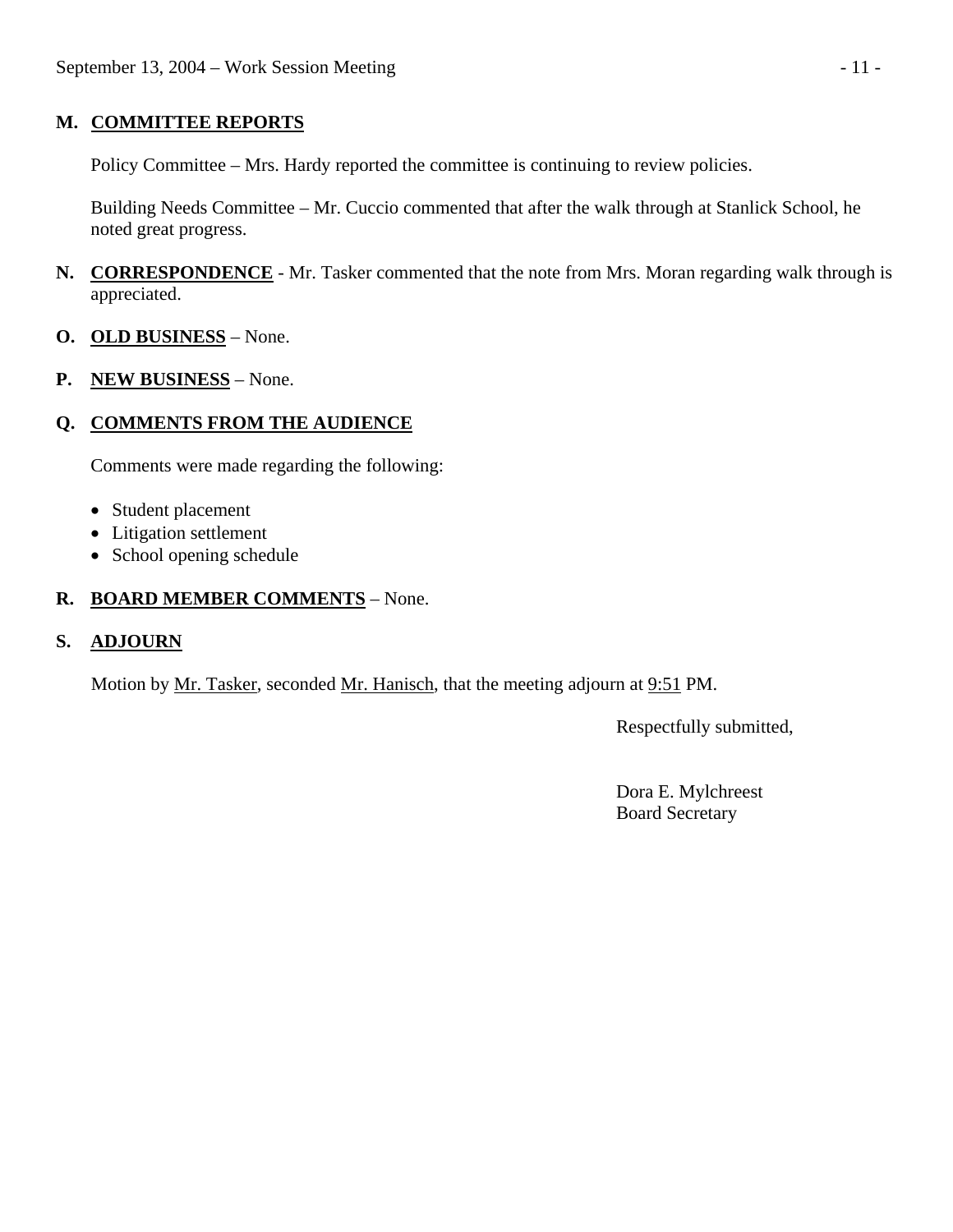## M. COMMITTEE REPORTS

Policy Committee – Mrs. Hardy reported the committee is continuing to review policies.

Building Needs Committee – Mr. Cuccio commented that after the walk through at Stanlick School, he noted great progress.

## N. CORRESPONDENCE

Mr. Tasker commented that the note from Mrs. Moran regarding walk through is appreciated.

## O. OLD BUSINESS

None.

## P. NEW BUSINESS

None.

## Q. COMMENTS FROM THE AUDIENCE

Comments were made regarding the following:

- Student placement
- Litigation settlement
- School opening schedule

## R. BOARD MEMBER COMMENTS

None.

## S. ADJOURN

Motion by Mr. Tasker, seconded Mr. Hanisch, that the meeting adjourn at 9:51 PM.

Respectfully submitted,

Dora E. Mylchreest
Board Secretary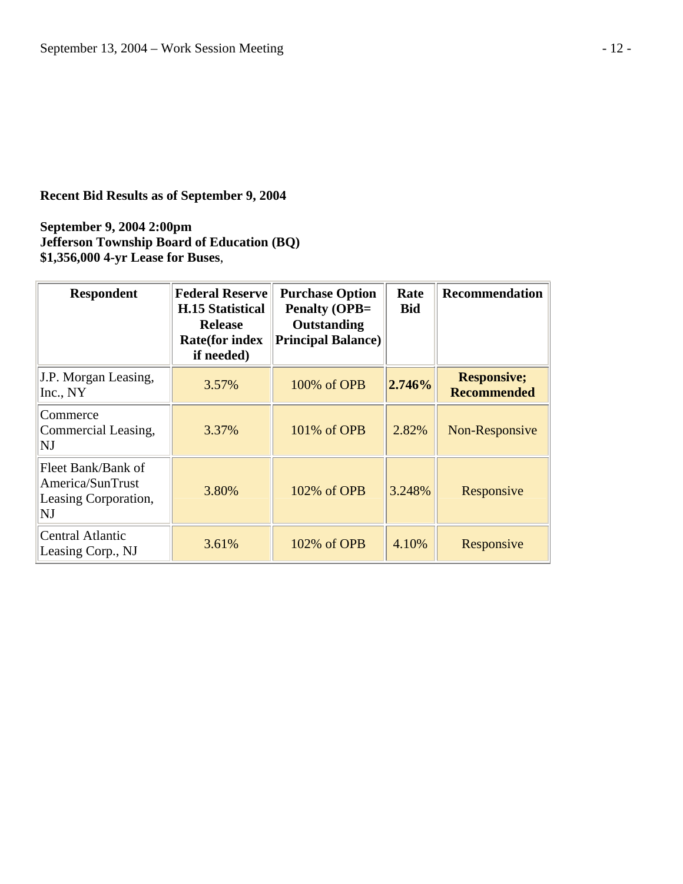**Recent Bid Results as of September 9, 2004**

**September 9, 2004 2:00pm**
**Jefferson Township Board of Education (BQ)**
**$1,356,000 4-yr Lease for Buses**,

| Respondent | Federal Reserve H.15 Statistical Release Rate(for index if needed) | Purchase Option Penalty (OPB= Outstanding Principal Balance) | Rate Bid | Recommendation |
|---|---|---|---|---|
| J.P. Morgan Leasing, Inc., NY | 3.57% | 100% of OPB | **2.746%** | **Responsive; Recommended** |
| Commerce Commercial Leasing, NJ | 3.37% | 101% of OPB | 2.82% | Non-Responsive |
| Fleet Bank/Bank of America/SunTrust Leasing Corporation, NJ | 3.80% | 102% of OPB | 3.248% | Responsive |
| Central Atlantic Leasing Corp., NJ | 3.61% | 102% of OPB | 4.10% | Responsive |